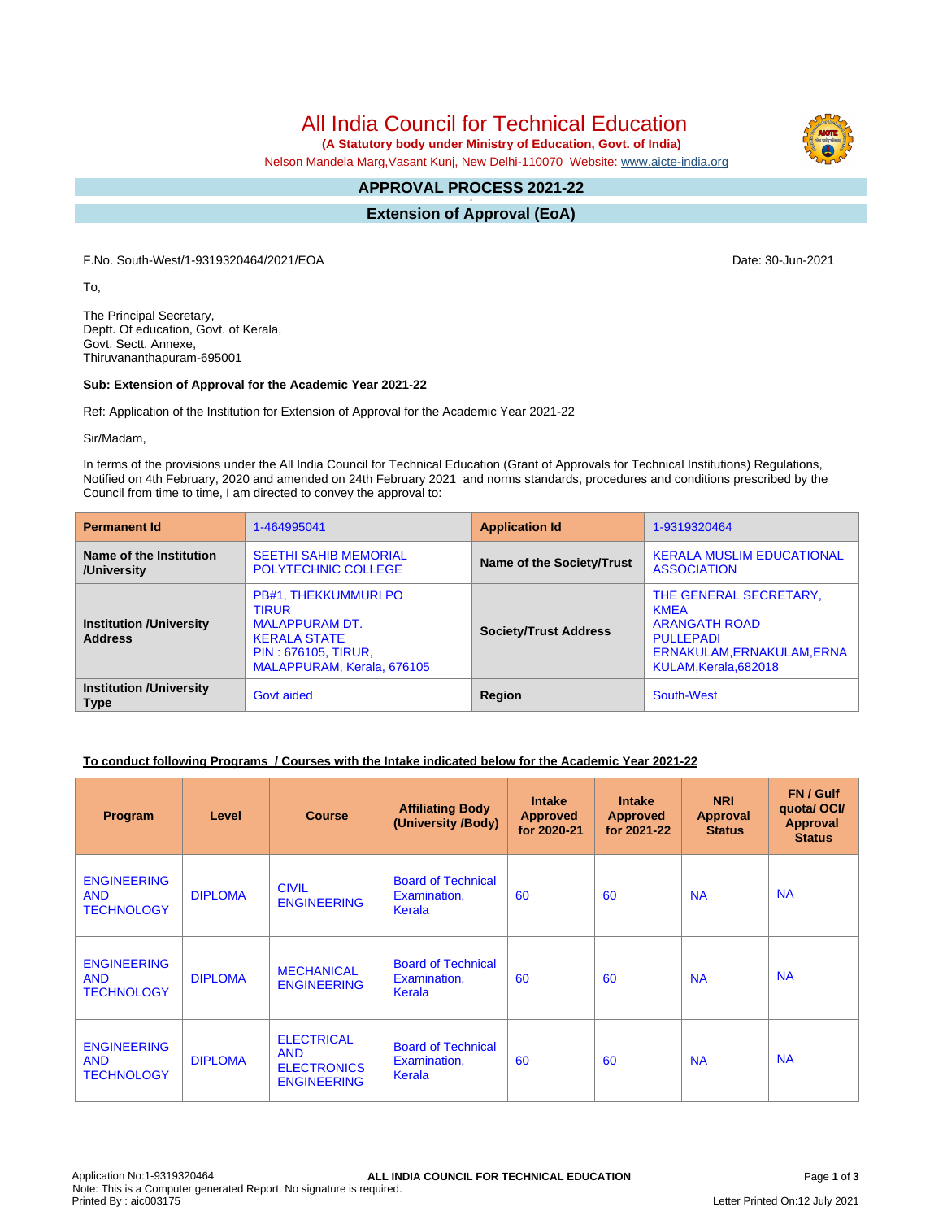# All India Council for Technical Education

**(A Statutory body under Ministry of Education, Govt. of India)**

Nelson Mandela Marg,Vasant Kunj, New Delhi-110070 Website: www.aicte-india.org

## APPROVAL PROCESS 2021-22

## Extension of Approval (EoA)

F.No. South-West/1-9319320464/2021/EOA

Date: 30-Jun-2021

To,

The Principal Secretary,
Deptt. Of education, Govt. of Kerala,
Govt. Sectt. Annexe,
Thiruvananthapuram-695001

**Sub: Extension of Approval for the Academic Year 2021-22**

Ref: Application of the Institution for Extension of Approval for the Academic Year 2021-22

Sir/Madam,

In terms of the provisions under the All India Council for Technical Education (Grant of Approvals for Technical Institutions) Regulations, Notified on 4th February, 2020 and amended on 24th February 2021 and norms standards, procedures and conditions prescribed by the Council from time to time, I am directed to convey the approval to:

| **Permanent Id** | 1-464995041 | **Application Id** | 1-9319320464 |
|---|---|---|---|
| **Name of the Institution /University** | SEETHI SAHIB MEMORIAL POLYTECHNIC COLLEGE | **Name of the Society/Trust** | KERALA MUSLIM EDUCATIONAL ASSOCIATION |
| **Institution /University Address** | PB#1, THEKKUMMURI PO TIRUR MALAPPURAM DT. KERALA STATE PIN : 676105, TIRUR, MALAPPURAM, Kerala, 676105 | **Society/Trust Address** | THE GENERAL SECRETARY, KMEA ARANGATH ROAD PULLEPADI ERNAKULAM,ERNAKULAM,ERNAKULAM,Kerala,682018 |
| **Institution /University Type** | Govt aided | **Region** | South-West |

**To conduct following Programs / Courses with the Intake indicated below for the Academic Year 2021-22**

| Program | Level | Course | Affiliating Body (University /Body) | Intake Approved for 2020-21 | Intake Approved for 2021-22 | NRI Approval Status | FN / Gulf quota/ OCI/ Approval Status |
|---|---|---|---|---|---|---|---|
| ENGINEERING AND TECHNOLOGY | DIPLOMA | CIVIL ENGINEERING | Board of Technical Examination, Kerala | 60 | 60 | NA | NA |
| ENGINEERING AND TECHNOLOGY | DIPLOMA | MECHANICAL ENGINEERING | Board of Technical Examination, Kerala | 60 | 60 | NA | NA |
| ENGINEERING AND TECHNOLOGY | DIPLOMA | ELECTRICAL AND ELECTRONICS ENGINEERING | Board of Technical Examination, Kerala | 60 | 60 | NA | NA |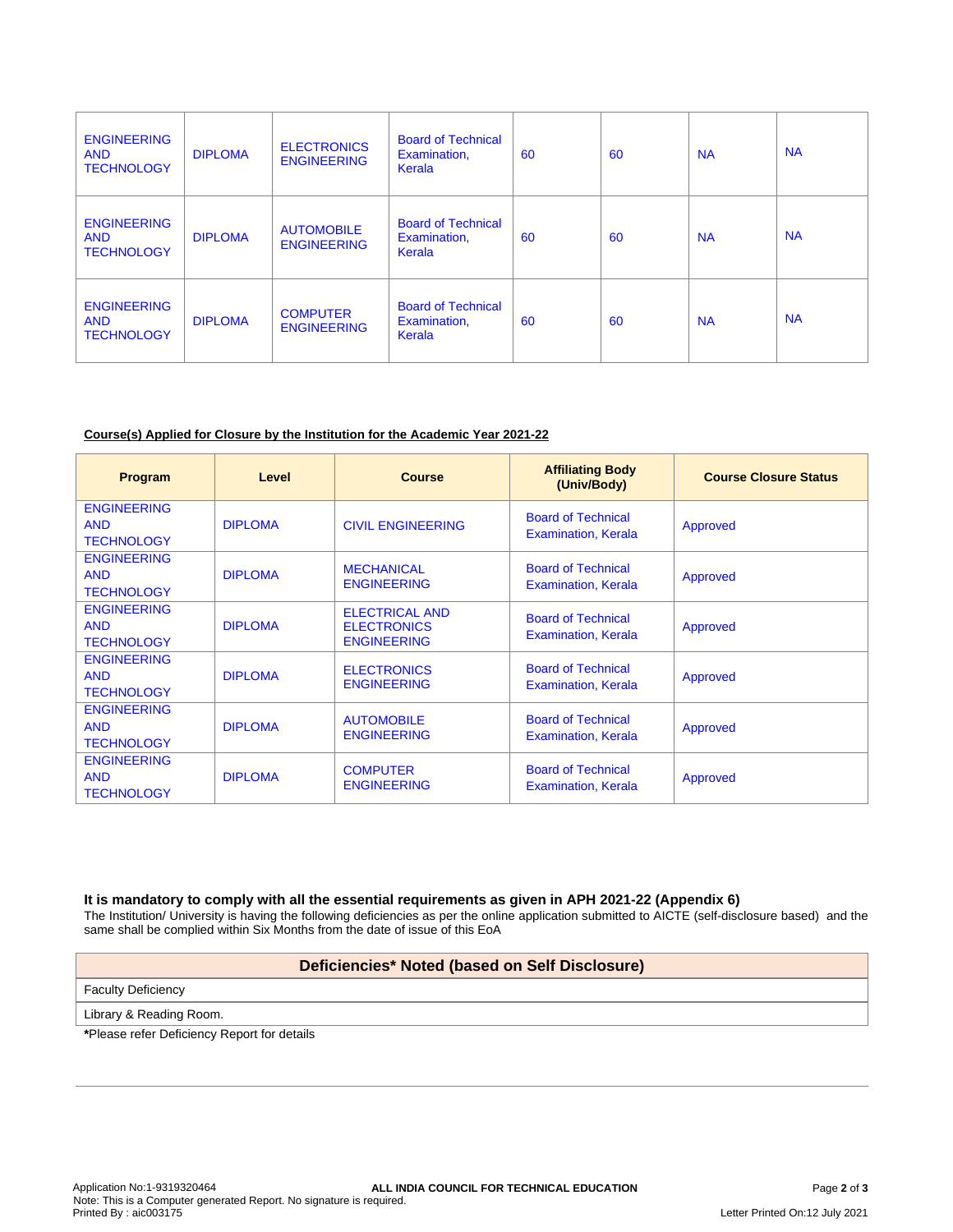| ENGINEERING AND TECHNOLOGY | DIPLOMA | ELECTRONICS ENGINEERING | Board of Technical Examination, Kerala | 60 | 60 | NA | NA |
|---|---|---|---|---|---|---|---|
| ENGINEERING AND TECHNOLOGY | DIPLOMA | AUTOMOBILE ENGINEERING | Board of Technical Examination, Kerala | 60 | 60 | NA | NA |
| ENGINEERING AND TECHNOLOGY | DIPLOMA | COMPUTER ENGINEERING | Board of Technical Examination, Kerala | 60 | 60 | NA | NA |

**Course(s) Applied for Closure by the Institution for the Academic Year 2021-22**

| Program | Level | Course | Affiliating Body (Univ/Body) | Course Closure Status |
|---|---|---|---|---|
| ENGINEERING AND TECHNOLOGY | DIPLOMA | CIVIL ENGINEERING | Board of Technical Examination, Kerala | Approved |
| ENGINEERING AND TECHNOLOGY | DIPLOMA | MECHANICAL ENGINEERING | Board of Technical Examination, Kerala | Approved |
| ENGINEERING AND TECHNOLOGY | DIPLOMA | ELECTRICAL AND ELECTRONICS ENGINEERING | Board of Technical Examination, Kerala | Approved |
| ENGINEERING AND TECHNOLOGY | DIPLOMA | ELECTRONICS ENGINEERING | Board of Technical Examination, Kerala | Approved |
| ENGINEERING AND TECHNOLOGY | DIPLOMA | AUTOMOBILE ENGINEERING | Board of Technical Examination, Kerala | Approved |
| ENGINEERING AND TECHNOLOGY | DIPLOMA | COMPUTER ENGINEERING | Board of Technical Examination, Kerala | Approved |

**It is mandatory to comply with all the essential requirements as given in APH 2021-22 (Appendix 6)**

The Institution/ University is having the following deficiencies as per the online application submitted to AICTE (self-disclosure based) and the same shall be complied within Six Months from the date of issue of this EoA

| Deficiencies* Noted (based on Self Disclosure) |
|---|
| Faculty Deficiency |
| Library & Reading Room. |

***Please refer Deficiency Report for details**

Application No:1-9319320464

ALL INDIA COUNCIL FOR TECHNICAL EDUCATION

Note: This is a Computer generated Report. No signature is required.

Printed By : aic003175

Letter Printed On:12 July 2021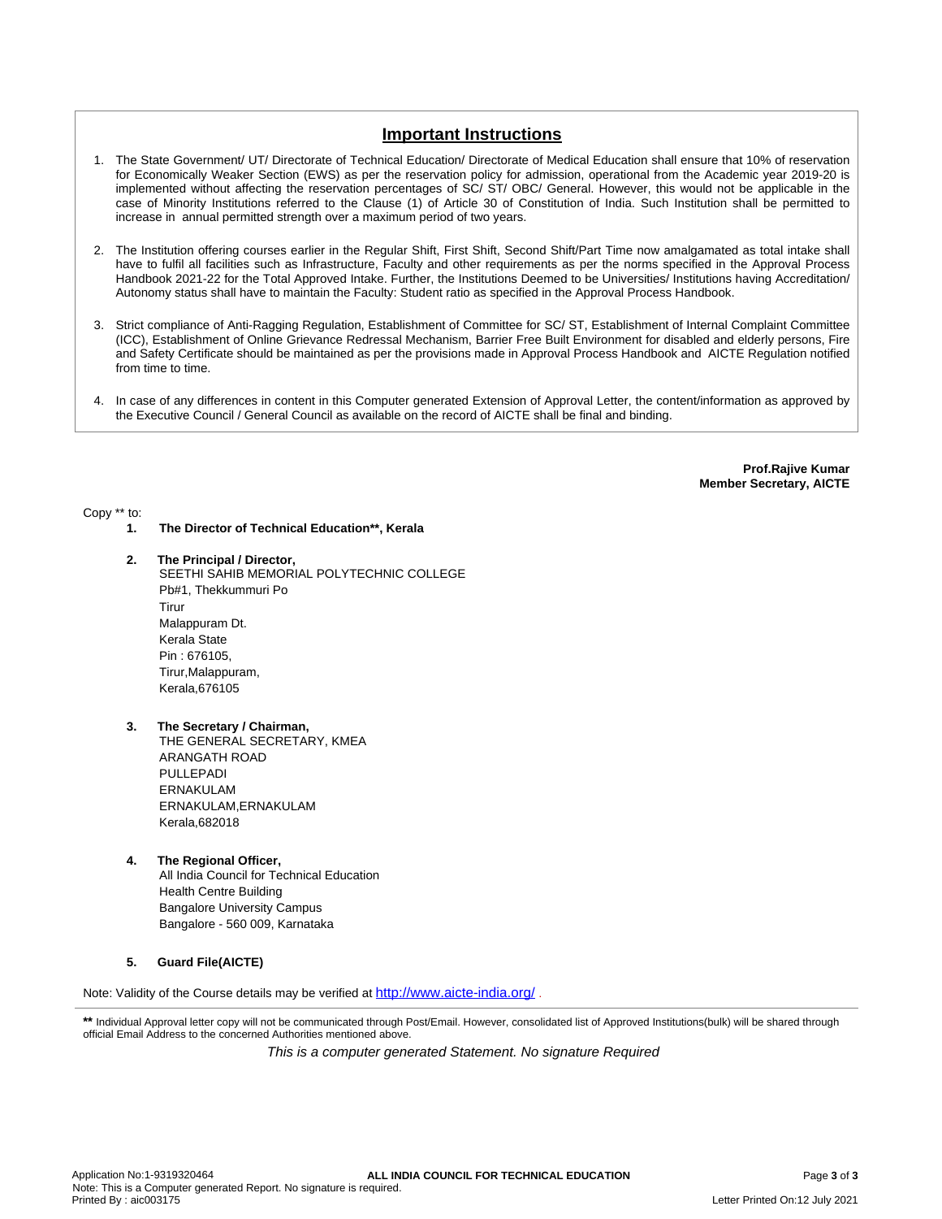## Important Instructions

1. The State Government/ UT/ Directorate of Technical Education/ Directorate of Medical Education shall ensure that 10% of reservation for Economically Weaker Section (EWS) as per the reservation policy for admission, operational from the Academic year 2019-20 is implemented without affecting the reservation percentages of SC/ ST/ OBC/ General. However, this would not be applicable in the case of Minority Institutions referred to the Clause (1) of Article 30 of Constitution of India. Such Institution shall be permitted to increase in annual permitted strength over a maximum period of two years.

2. The Institution offering courses earlier in the Regular Shift, First Shift, Second Shift/Part Time now amalgamated as total intake shall have to fulfil all facilities such as Infrastructure, Faculty and other requirements as per the norms specified in the Approval Process Handbook 2021-22 for the Total Approved Intake. Further, the Institutions Deemed to be Universities/ Institutions having Accreditation/ Autonomy status shall have to maintain the Faculty: Student ratio as specified in the Approval Process Handbook.

3. Strict compliance of Anti-Ragging Regulation, Establishment of Committee for SC/ ST, Establishment of Internal Complaint Committee (ICC), Establishment of Online Grievance Redressal Mechanism, Barrier Free Built Environment for disabled and elderly persons, Fire and Safety Certificate should be maintained as per the provisions made in Approval Process Handbook and AICTE Regulation notified from time to time.

4. In case of any differences in content in this Computer generated Extension of Approval Letter, the content/information as approved by the Executive Council / General Council as available on the record of AICTE shall be final and binding.

**Prof.Rajive Kumar**
**Member Secretary, AICTE**

Copy ** to:

1. **The Director of Technical Education**, Kerala**

2. **The Principal / Director,**
   SEETHI SAHIB MEMORIAL POLYTECHNIC COLLEGE
   Pb#1, Thekkummuri Po
   Tirur
   Malappuram Dt.
   Kerala State
   Pin : 676105,
   Tirur,Malappuram,
   Kerala,676105

3. **The Secretary / Chairman,**
   THE GENERAL SECRETARY, KMEA
   ARANGATH ROAD
   PULLEPADI
   ERNAKULAM
   ERNAKULAM,ERNAKULAM
   Kerala,682018

4. **The Regional Officer,**
   All India Council for Technical Education
   Health Centre Building
   Bangalore University Campus
   Bangalore - 560 009, Karnataka

5. **Guard File(AICTE)**

Note: Validity of the Course details may be verified at http://www.aicte-india.org/ .

**\*\*** Individual Approval letter copy will not be communicated through Post/Email. However, consolidated list of Approved Institutions(bulk) will be shared through official Email Address to the concerned Authorities mentioned above.

*This is a computer generated Statement. No signature Required*

Application No:1-9319320464
Note: This is a Computer generated Report. No signature is required.
Printed By : aic003175

Letter Printed On:12 July 2021